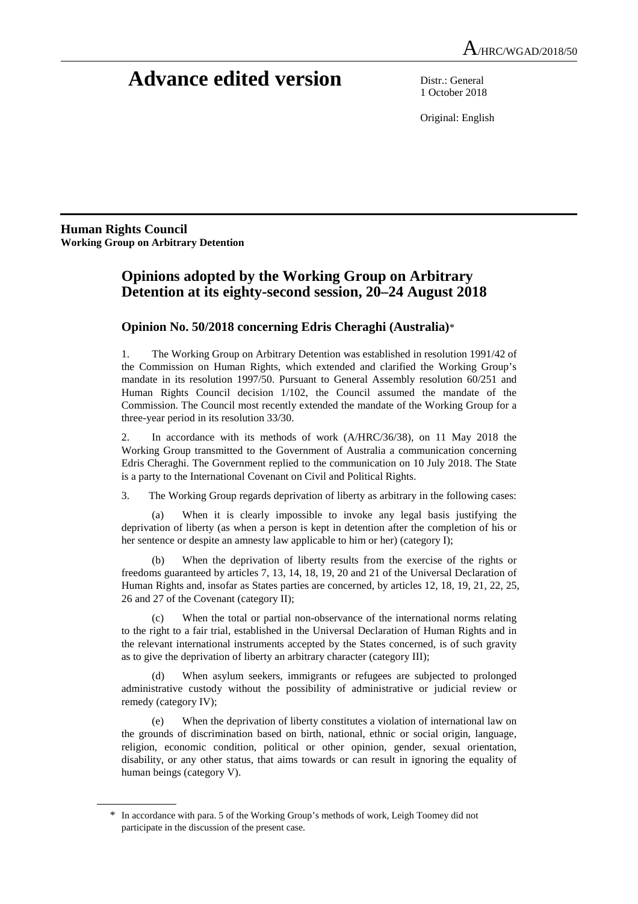A/HRC/WGAD/2018/50

# Advance edited version

Distr.: General
1 October 2018

Original: English

**Human Rights Council**
**Working Group on Arbitrary Detention**

## Opinions adopted by the Working Group on Arbitrary Detention at its eighty-second session, 20–24 August 2018

### Opinion No. 50/2018 concerning Edris Cheraghi (Australia)*

1. The Working Group on Arbitrary Detention was established in resolution 1991/42 of the Commission on Human Rights, which extended and clarified the Working Group's mandate in its resolution 1997/50. Pursuant to General Assembly resolution 60/251 and Human Rights Council decision 1/102, the Council assumed the mandate of the Commission. The Council most recently extended the mandate of the Working Group for a three-year period in its resolution 33/30.

2. In accordance with its methods of work (A/HRC/36/38), on 11 May 2018 the Working Group transmitted to the Government of Australia a communication concerning Edris Cheraghi. The Government replied to the communication on 10 July 2018. The State is a party to the International Covenant on Civil and Political Rights.

3. The Working Group regards deprivation of liberty as arbitrary in the following cases:

(a) When it is clearly impossible to invoke any legal basis justifying the deprivation of liberty (as when a person is kept in detention after the completion of his or her sentence or despite an amnesty law applicable to him or her) (category I);

(b) When the deprivation of liberty results from the exercise of the rights or freedoms guaranteed by articles 7, 13, 14, 18, 19, 20 and 21 of the Universal Declaration of Human Rights and, insofar as States parties are concerned, by articles 12, 18, 19, 21, 22, 25, 26 and 27 of the Covenant (category II);

(c) When the total or partial non-observance of the international norms relating to the right to a fair trial, established in the Universal Declaration of Human Rights and in the relevant international instruments accepted by the States concerned, is of such gravity as to give the deprivation of liberty an arbitrary character (category III);

(d) When asylum seekers, immigrants or refugees are subjected to prolonged administrative custody without the possibility of administrative or judicial review or remedy (category IV);

(e) When the deprivation of liberty constitutes a violation of international law on the grounds of discrimination based on birth, national, ethnic or social origin, language, religion, economic condition, political or other opinion, gender, sexual orientation, disability, or any other status, that aims towards or can result in ignoring the equality of human beings (category V).

* In accordance with para. 5 of the Working Group's methods of work, Leigh Toomey did not participate in the discussion of the present case.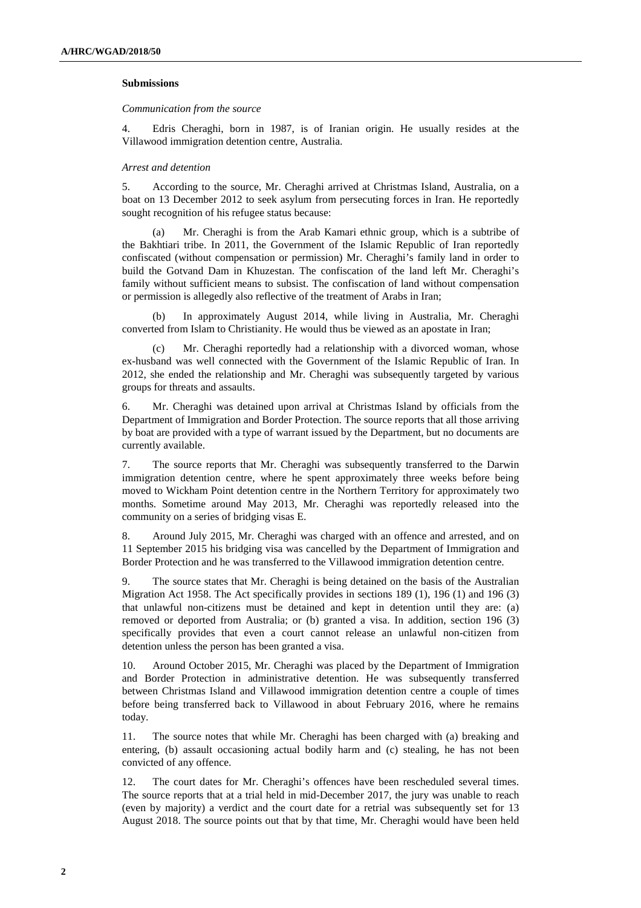### Submissions

*Communication from the source*

4. Edris Cheraghi, born in 1987, is of Iranian origin. He usually resides at the Villawood immigration detention centre, Australia.

*Arrest and detention*

5. According to the source, Mr. Cheraghi arrived at Christmas Island, Australia, on a boat on 13 December 2012 to seek asylum from persecuting forces in Iran. He reportedly sought recognition of his refugee status because:

(a) Mr. Cheraghi is from the Arab Kamari ethnic group, which is a subtribe of the Bakhtiari tribe. In 2011, the Government of the Islamic Republic of Iran reportedly confiscated (without compensation or permission) Mr. Cheraghi's family land in order to build the Gotvand Dam in Khuzestan. The confiscation of the land left Mr. Cheraghi's family without sufficient means to subsist. The confiscation of land without compensation or permission is allegedly also reflective of the treatment of Arabs in Iran;

(b) In approximately August 2014, while living in Australia, Mr. Cheraghi converted from Islam to Christianity. He would thus be viewed as an apostate in Iran;

(c) Mr. Cheraghi reportedly had a relationship with a divorced woman, whose ex-husband was well connected with the Government of the Islamic Republic of Iran. In 2012, she ended the relationship and Mr. Cheraghi was subsequently targeted by various groups for threats and assaults.

6. Mr. Cheraghi was detained upon arrival at Christmas Island by officials from the Department of Immigration and Border Protection. The source reports that all those arriving by boat are provided with a type of warrant issued by the Department, but no documents are currently available.

7. The source reports that Mr. Cheraghi was subsequently transferred to the Darwin immigration detention centre, where he spent approximately three weeks before being moved to Wickham Point detention centre in the Northern Territory for approximately two months. Sometime around May 2013, Mr. Cheraghi was reportedly released into the community on a series of bridging visas E.

8. Around July 2015, Mr. Cheraghi was charged with an offence and arrested, and on 11 September 2015 his bridging visa was cancelled by the Department of Immigration and Border Protection and he was transferred to the Villawood immigration detention centre.

9. The source states that Mr. Cheraghi is being detained on the basis of the Australian Migration Act 1958. The Act specifically provides in sections 189 (1), 196 (1) and 196 (3) that unlawful non-citizens must be detained and kept in detention until they are: (a) removed or deported from Australia; or (b) granted a visa. In addition, section 196 (3) specifically provides that even a court cannot release an unlawful non-citizen from detention unless the person has been granted a visa.

10. Around October 2015, Mr. Cheraghi was placed by the Department of Immigration and Border Protection in administrative detention. He was subsequently transferred between Christmas Island and Villawood immigration detention centre a couple of times before being transferred back to Villawood in about February 2016, where he remains today.

11. The source notes that while Mr. Cheraghi has been charged with (a) breaking and entering, (b) assault occasioning actual bodily harm and (c) stealing, he has not been convicted of any offence.

12. The court dates for Mr. Cheraghi's offences have been rescheduled several times. The source reports that at a trial held in mid-December 2017, the jury was unable to reach (even by majority) a verdict and the court date for a retrial was subsequently set for 13 August 2018. The source points out that by that time, Mr. Cheraghi would have been held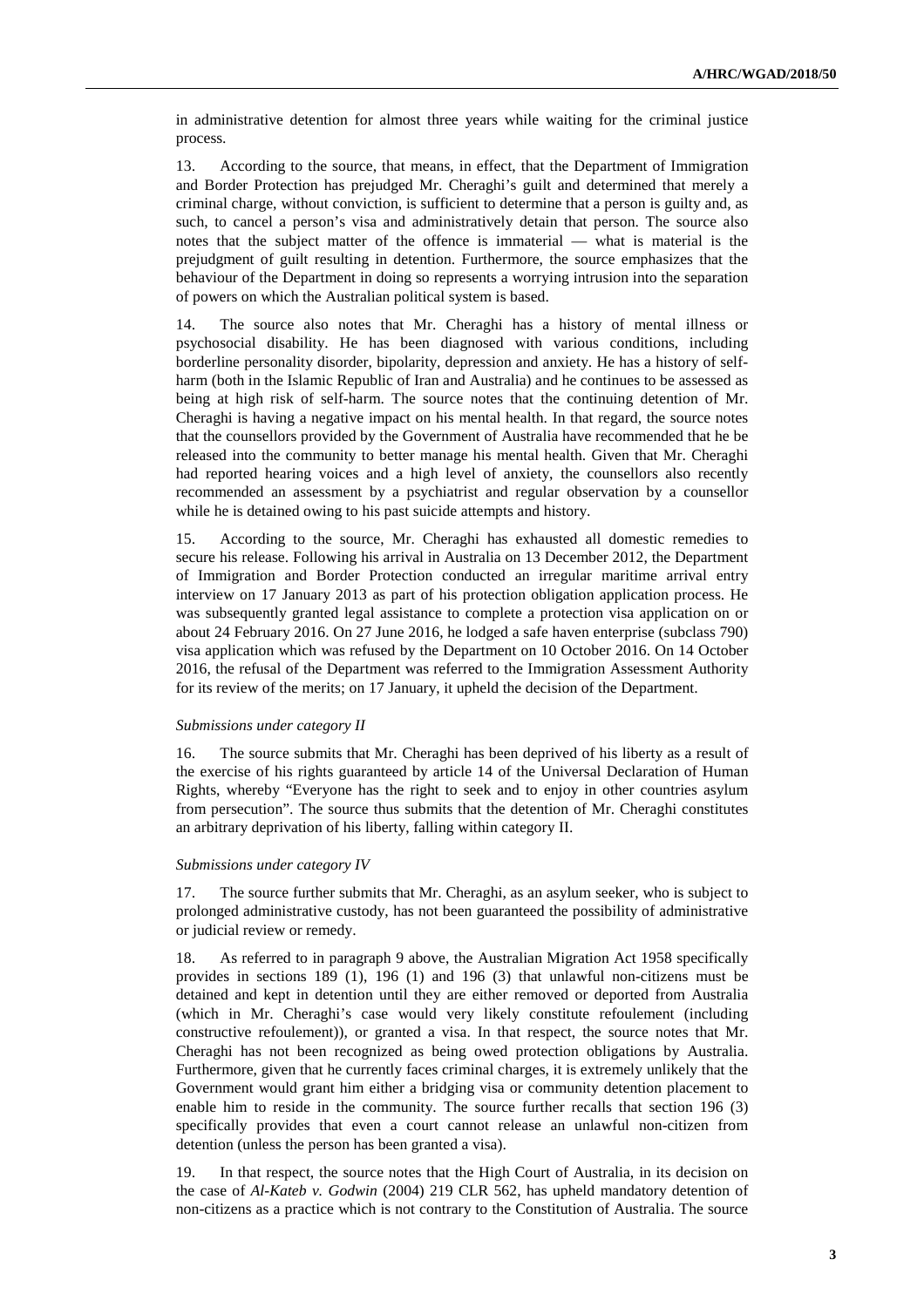in administrative detention for almost three years while waiting for the criminal justice process.

13. According to the source, that means, in effect, that the Department of Immigration and Border Protection has prejudged Mr. Cheraghi's guilt and determined that merely a criminal charge, without conviction, is sufficient to determine that a person is guilty and, as such, to cancel a person's visa and administratively detain that person. The source also notes that the subject matter of the offence is immaterial — what is material is the prejudgment of guilt resulting in detention. Furthermore, the source emphasizes that the behaviour of the Department in doing so represents a worrying intrusion into the separation of powers on which the Australian political system is based.

14. The source also notes that Mr. Cheraghi has a history of mental illness or psychosocial disability. He has been diagnosed with various conditions, including borderline personality disorder, bipolarity, depression and anxiety. He has a history of self-harm (both in the Islamic Republic of Iran and Australia) and he continues to be assessed as being at high risk of self-harm. The source notes that the continuing detention of Mr. Cheraghi is having a negative impact on his mental health. In that regard, the source notes that the counsellors provided by the Government of Australia have recommended that he be released into the community to better manage his mental health. Given that Mr. Cheraghi had reported hearing voices and a high level of anxiety, the counsellors also recently recommended an assessment by a psychiatrist and regular observation by a counsellor while he is detained owing to his past suicide attempts and history.

15. According to the source, Mr. Cheraghi has exhausted all domestic remedies to secure his release. Following his arrival in Australia on 13 December 2012, the Department of Immigration and Border Protection conducted an irregular maritime arrival entry interview on 17 January 2013 as part of his protection obligation application process. He was subsequently granted legal assistance to complete a protection visa application on or about 24 February 2016. On 27 June 2016, he lodged a safe haven enterprise (subclass 790) visa application which was refused by the Department on 10 October 2016. On 14 October 2016, the refusal of the Department was referred to the Immigration Assessment Authority for its review of the merits; on 17 January, it upheld the decision of the Department.

### *Submissions under category II*

16. The source submits that Mr. Cheraghi has been deprived of his liberty as a result of the exercise of his rights guaranteed by article 14 of the Universal Declaration of Human Rights, whereby "Everyone has the right to seek and to enjoy in other countries asylum from persecution". The source thus submits that the detention of Mr. Cheraghi constitutes an arbitrary deprivation of his liberty, falling within category II.

### *Submissions under category IV*

17. The source further submits that Mr. Cheraghi, as an asylum seeker, who is subject to prolonged administrative custody, has not been guaranteed the possibility of administrative or judicial review or remedy.

18. As referred to in paragraph 9 above, the Australian Migration Act 1958 specifically provides in sections 189 (1), 196 (1) and 196 (3) that unlawful non-citizens must be detained and kept in detention until they are either removed or deported from Australia (which in Mr. Cheraghi's case would very likely constitute refoulement (including constructive refoulement)), or granted a visa. In that respect, the source notes that Mr. Cheraghi has not been recognized as being owed protection obligations by Australia. Furthermore, given that he currently faces criminal charges, it is extremely unlikely that the Government would grant him either a bridging visa or community detention placement to enable him to reside in the community. The source further recalls that section 196 (3) specifically provides that even a court cannot release an unlawful non-citizen from detention (unless the person has been granted a visa).

19. In that respect, the source notes that the High Court of Australia, in its decision on the case of *Al-Kateb v. Godwin* (2004) 219 CLR 562, has upheld mandatory detention of non-citizens as a practice which is not contrary to the Constitution of Australia. The source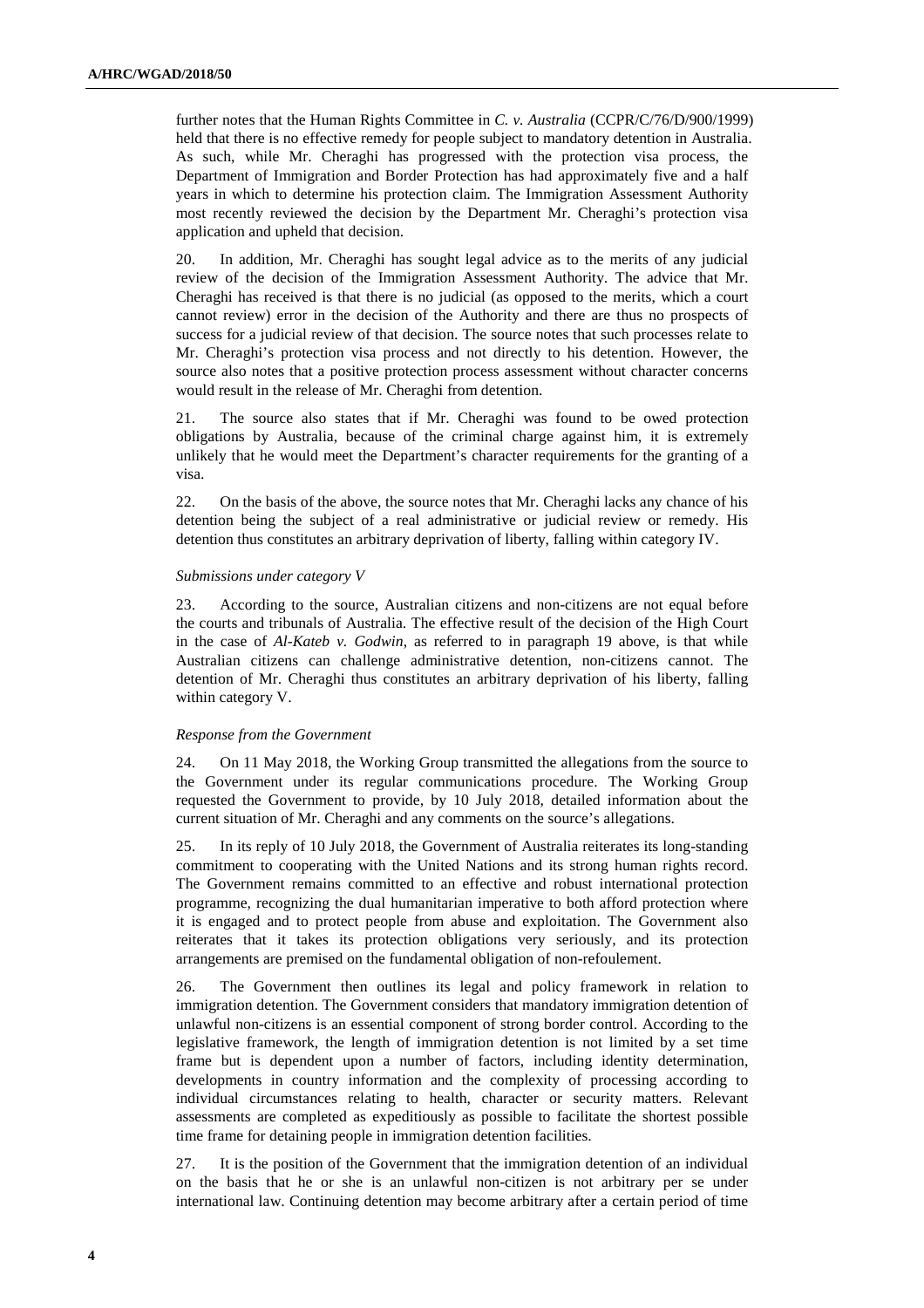further notes that the Human Rights Committee in *C. v. Australia* (CCPR/C/76/D/900/1999) held that there is no effective remedy for people subject to mandatory detention in Australia. As such, while Mr. Cheraghi has progressed with the protection visa process, the Department of Immigration and Border Protection has had approximately five and a half years in which to determine his protection claim. The Immigration Assessment Authority most recently reviewed the decision by the Department Mr. Cheraghi's protection visa application and upheld that decision.

20. In addition, Mr. Cheraghi has sought legal advice as to the merits of any judicial review of the decision of the Immigration Assessment Authority. The advice that Mr. Cheraghi has received is that there is no judicial (as opposed to the merits, which a court cannot review) error in the decision of the Authority and there are thus no prospects of success for a judicial review of that decision. The source notes that such processes relate to Mr. Cheraghi's protection visa process and not directly to his detention. However, the source also notes that a positive protection process assessment without character concerns would result in the release of Mr. Cheraghi from detention.

21. The source also states that if Mr. Cheraghi was found to be owed protection obligations by Australia, because of the criminal charge against him, it is extremely unlikely that he would meet the Department's character requirements for the granting of a visa.

22. On the basis of the above, the source notes that Mr. Cheraghi lacks any chance of his detention being the subject of a real administrative or judicial review or remedy. His detention thus constitutes an arbitrary deprivation of liberty, falling within category IV.

*Submissions under category V*

23. According to the source, Australian citizens and non-citizens are not equal before the courts and tribunals of Australia. The effective result of the decision of the High Court in the case of *Al-Kateb v. Godwin*, as referred to in paragraph 19 above, is that while Australian citizens can challenge administrative detention, non-citizens cannot. The detention of Mr. Cheraghi thus constitutes an arbitrary deprivation of his liberty, falling within category V.

*Response from the Government*

24. On 11 May 2018, the Working Group transmitted the allegations from the source to the Government under its regular communications procedure. The Working Group requested the Government to provide, by 10 July 2018, detailed information about the current situation of Mr. Cheraghi and any comments on the source's allegations.

25. In its reply of 10 July 2018, the Government of Australia reiterates its long-standing commitment to cooperating with the United Nations and its strong human rights record. The Government remains committed to an effective and robust international protection programme, recognizing the dual humanitarian imperative to both afford protection where it is engaged and to protect people from abuse and exploitation. The Government also reiterates that it takes its protection obligations very seriously, and its protection arrangements are premised on the fundamental obligation of non-refoulement.

26. The Government then outlines its legal and policy framework in relation to immigration detention. The Government considers that mandatory immigration detention of unlawful non-citizens is an essential component of strong border control. According to the legislative framework, the length of immigration detention is not limited by a set time frame but is dependent upon a number of factors, including identity determination, developments in country information and the complexity of processing according to individual circumstances relating to health, character or security matters. Relevant assessments are completed as expeditiously as possible to facilitate the shortest possible time frame for detaining people in immigration detention facilities.

27. It is the position of the Government that the immigration detention of an individual on the basis that he or she is an unlawful non-citizen is not arbitrary per se under international law. Continuing detention may become arbitrary after a certain period of time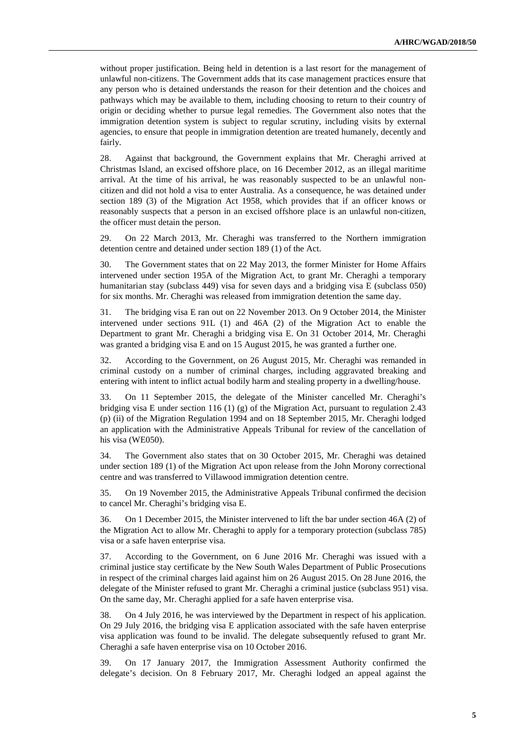without proper justification. Being held in detention is a last resort for the management of unlawful non-citizens. The Government adds that its case management practices ensure that any person who is detained understands the reason for their detention and the choices and pathways which may be available to them, including choosing to return to their country of origin or deciding whether to pursue legal remedies. The Government also notes that the immigration detention system is subject to regular scrutiny, including visits by external agencies, to ensure that people in immigration detention are treated humanely, decently and fairly.

28. Against that background, the Government explains that Mr. Cheraghi arrived at Christmas Island, an excised offshore place, on 16 December 2012, as an illegal maritime arrival. At the time of his arrival, he was reasonably suspected to be an unlawful non-citizen and did not hold a visa to enter Australia. As a consequence, he was detained under section 189 (3) of the Migration Act 1958, which provides that if an officer knows or reasonably suspects that a person in an excised offshore place is an unlawful non-citizen, the officer must detain the person.

29. On 22 March 2013, Mr. Cheraghi was transferred to the Northern immigration detention centre and detained under section 189 (1) of the Act.

30. The Government states that on 22 May 2013, the former Minister for Home Affairs intervened under section 195A of the Migration Act, to grant Mr. Cheraghi a temporary humanitarian stay (subclass 449) visa for seven days and a bridging visa E (subclass 050) for six months. Mr. Cheraghi was released from immigration detention the same day.

31. The bridging visa E ran out on 22 November 2013. On 9 October 2014, the Minister intervened under sections 91L (1) and 46A (2) of the Migration Act to enable the Department to grant Mr. Cheraghi a bridging visa E. On 31 October 2014, Mr. Cheraghi was granted a bridging visa E and on 15 August 2015, he was granted a further one.

32. According to the Government, on 26 August 2015, Mr. Cheraghi was remanded in criminal custody on a number of criminal charges, including aggravated breaking and entering with intent to inflict actual bodily harm and stealing property in a dwelling/house.

33. On 11 September 2015, the delegate of the Minister cancelled Mr. Cheraghi's bridging visa E under section 116 (1) (g) of the Migration Act, pursuant to regulation 2.43 (p) (ii) of the Migration Regulation 1994 and on 18 September 2015, Mr. Cheraghi lodged an application with the Administrative Appeals Tribunal for review of the cancellation of his visa (WE050).

34. The Government also states that on 30 October 2015, Mr. Cheraghi was detained under section 189 (1) of the Migration Act upon release from the John Morony correctional centre and was transferred to Villawood immigration detention centre.

35. On 19 November 2015, the Administrative Appeals Tribunal confirmed the decision to cancel Mr. Cheraghi's bridging visa E.

36. On 1 December 2015, the Minister intervened to lift the bar under section 46A (2) of the Migration Act to allow Mr. Cheraghi to apply for a temporary protection (subclass 785) visa or a safe haven enterprise visa.

37. According to the Government, on 6 June 2016 Mr. Cheraghi was issued with a criminal justice stay certificate by the New South Wales Department of Public Prosecutions in respect of the criminal charges laid against him on 26 August 2015. On 28 June 2016, the delegate of the Minister refused to grant Mr. Cheraghi a criminal justice (subclass 951) visa. On the same day, Mr. Cheraghi applied for a safe haven enterprise visa.

38. On 4 July 2016, he was interviewed by the Department in respect of his application. On 29 July 2016, the bridging visa E application associated with the safe haven enterprise visa application was found to be invalid. The delegate subsequently refused to grant Mr. Cheraghi a safe haven enterprise visa on 10 October 2016.

39. On 17 January 2017, the Immigration Assessment Authority confirmed the delegate's decision. On 8 February 2017, Mr. Cheraghi lodged an appeal against the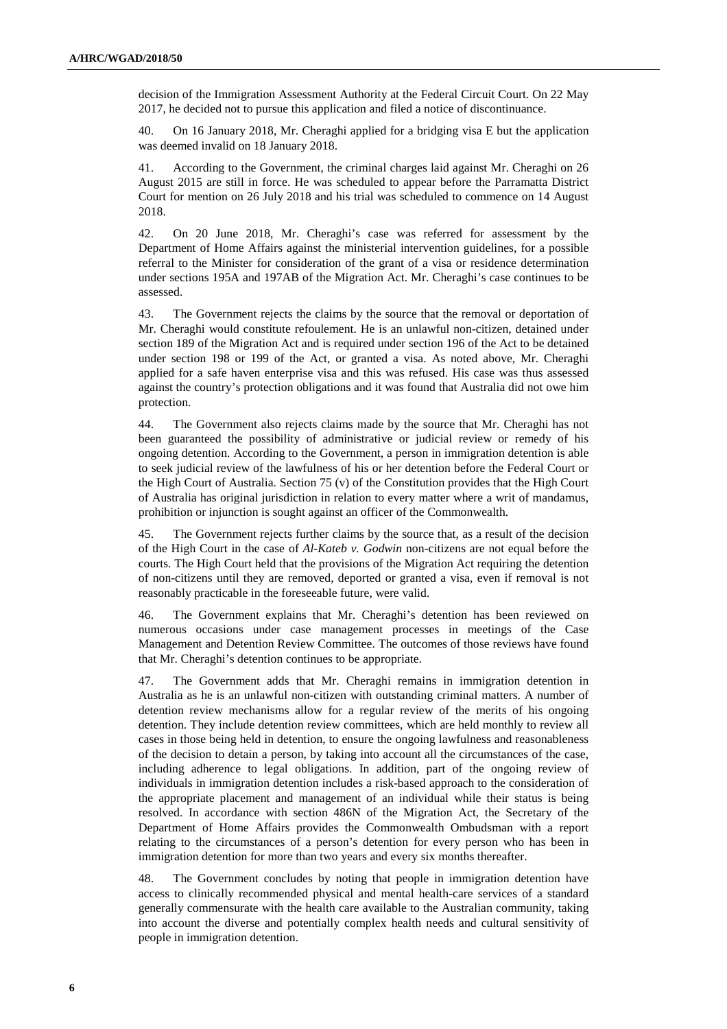decision of the Immigration Assessment Authority at the Federal Circuit Court. On 22 May 2017, he decided not to pursue this application and filed a notice of discontinuance.

40. On 16 January 2018, Mr. Cheraghi applied for a bridging visa E but the application was deemed invalid on 18 January 2018.

41. According to the Government, the criminal charges laid against Mr. Cheraghi on 26 August 2015 are still in force. He was scheduled to appear before the Parramatta District Court for mention on 26 July 2018 and his trial was scheduled to commence on 14 August 2018.

42. On 20 June 2018, Mr. Cheraghi's case was referred for assessment by the Department of Home Affairs against the ministerial intervention guidelines, for a possible referral to the Minister for consideration of the grant of a visa or residence determination under sections 195A and 197AB of the Migration Act. Mr. Cheraghi's case continues to be assessed.

43. The Government rejects the claims by the source that the removal or deportation of Mr. Cheraghi would constitute refoulement. He is an unlawful non-citizen, detained under section 189 of the Migration Act and is required under section 196 of the Act to be detained under section 198 or 199 of the Act, or granted a visa. As noted above, Mr. Cheraghi applied for a safe haven enterprise visa and this was refused. His case was thus assessed against the country's protection obligations and it was found that Australia did not owe him protection.

44. The Government also rejects claims made by the source that Mr. Cheraghi has not been guaranteed the possibility of administrative or judicial review or remedy of his ongoing detention. According to the Government, a person in immigration detention is able to seek judicial review of the lawfulness of his or her detention before the Federal Court or the High Court of Australia. Section 75 (v) of the Constitution provides that the High Court of Australia has original jurisdiction in relation to every matter where a writ of mandamus, prohibition or injunction is sought against an officer of the Commonwealth.

45. The Government rejects further claims by the source that, as a result of the decision of the High Court in the case of *Al-Kateb v. Godwin* non-citizens are not equal before the courts. The High Court held that the provisions of the Migration Act requiring the detention of non-citizens until they are removed, deported or granted a visa, even if removal is not reasonably practicable in the foreseeable future, were valid.

46. The Government explains that Mr. Cheraghi's detention has been reviewed on numerous occasions under case management processes in meetings of the Case Management and Detention Review Committee. The outcomes of those reviews have found that Mr. Cheraghi's detention continues to be appropriate.

47. The Government adds that Mr. Cheraghi remains in immigration detention in Australia as he is an unlawful non-citizen with outstanding criminal matters. A number of detention review mechanisms allow for a regular review of the merits of his ongoing detention. They include detention review committees, which are held monthly to review all cases in those being held in detention, to ensure the ongoing lawfulness and reasonableness of the decision to detain a person, by taking into account all the circumstances of the case, including adherence to legal obligations. In addition, part of the ongoing review of individuals in immigration detention includes a risk-based approach to the consideration of the appropriate placement and management of an individual while their status is being resolved. In accordance with section 486N of the Migration Act, the Secretary of the Department of Home Affairs provides the Commonwealth Ombudsman with a report relating to the circumstances of a person's detention for every person who has been in immigration detention for more than two years and every six months thereafter.

48. The Government concludes by noting that people in immigration detention have access to clinically recommended physical and mental health-care services of a standard generally commensurate with the health care available to the Australian community, taking into account the diverse and potentially complex health needs and cultural sensitivity of people in immigration detention.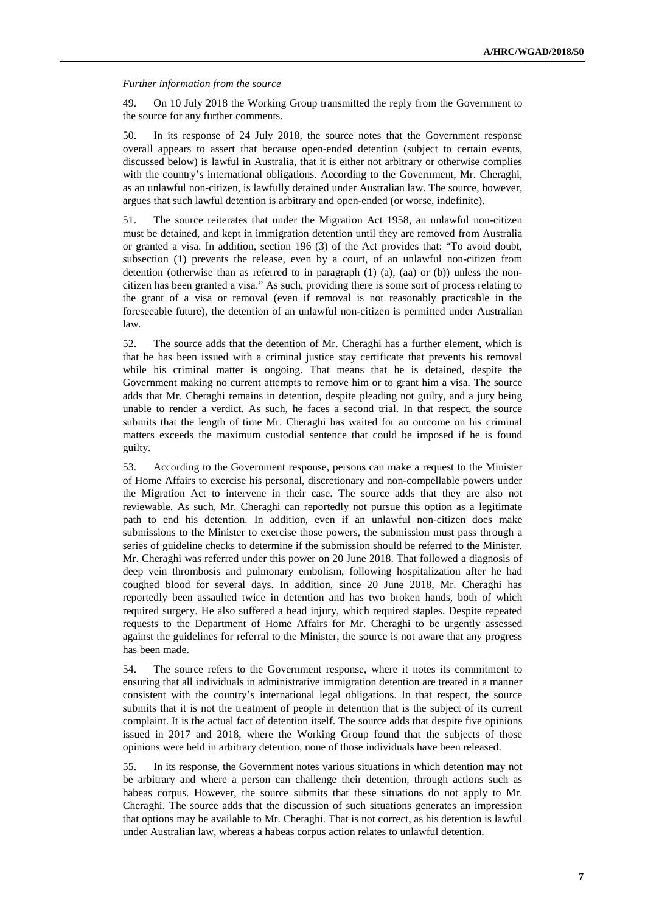*Further information from the source*

49. On 10 July 2018 the Working Group transmitted the reply from the Government to the source for any further comments.

50. In its response of 24 July 2018, the source notes that the Government response overall appears to assert that because open-ended detention (subject to certain events, discussed below) is lawful in Australia, that it is either not arbitrary or otherwise complies with the country's international obligations. According to the Government, Mr. Cheraghi, as an unlawful non-citizen, is lawfully detained under Australian law. The source, however, argues that such lawful detention is arbitrary and open-ended (or worse, indefinite).

51. The source reiterates that under the Migration Act 1958, an unlawful non-citizen must be detained, and kept in immigration detention until they are removed from Australia or granted a visa. In addition, section 196 (3) of the Act provides that: "To avoid doubt, subsection (1) prevents the release, even by a court, of an unlawful non-citizen from detention (otherwise than as referred to in paragraph (1) (a), (aa) or (b)) unless the non-citizen has been granted a visa." As such, providing there is some sort of process relating to the grant of a visa or removal (even if removal is not reasonably practicable in the foreseeable future), the detention of an unlawful non-citizen is permitted under Australian law.

52. The source adds that the detention of Mr. Cheraghi has a further element, which is that he has been issued with a criminal justice stay certificate that prevents his removal while his criminal matter is ongoing. That means that he is detained, despite the Government making no current attempts to remove him or to grant him a visa. The source adds that Mr. Cheraghi remains in detention, despite pleading not guilty, and a jury being unable to render a verdict. As such, he faces a second trial. In that respect, the source submits that the length of time Mr. Cheraghi has waited for an outcome on his criminal matters exceeds the maximum custodial sentence that could be imposed if he is found guilty.

53. According to the Government response, persons can make a request to the Minister of Home Affairs to exercise his personal, discretionary and non-compellable powers under the Migration Act to intervene in their case. The source adds that they are also not reviewable. As such, Mr. Cheraghi can reportedly not pursue this option as a legitimate path to end his detention. In addition, even if an unlawful non-citizen does make submissions to the Minister to exercise those powers, the submission must pass through a series of guideline checks to determine if the submission should be referred to the Minister. Mr. Cheraghi was referred under this power on 20 June 2018. That followed a diagnosis of deep vein thrombosis and pulmonary embolism, following hospitalization after he had coughed blood for several days. In addition, since 20 June 2018, Mr. Cheraghi has reportedly been assaulted twice in detention and has two broken hands, both of which required surgery. He also suffered a head injury, which required staples. Despite repeated requests to the Department of Home Affairs for Mr. Cheraghi to be urgently assessed against the guidelines for referral to the Minister, the source is not aware that any progress has been made.

54. The source refers to the Government response, where it notes its commitment to ensuring that all individuals in administrative immigration detention are treated in a manner consistent with the country's international legal obligations. In that respect, the source submits that it is not the treatment of people in detention that is the subject of its current complaint. It is the actual fact of detention itself. The source adds that despite five opinions issued in 2017 and 2018, where the Working Group found that the subjects of those opinions were held in arbitrary detention, none of those individuals have been released.

55. In its response, the Government notes various situations in which detention may not be arbitrary and where a person can challenge their detention, through actions such as habeas corpus. However, the source submits that these situations do not apply to Mr. Cheraghi. The source adds that the discussion of such situations generates an impression that options may be available to Mr. Cheraghi. That is not correct, as his detention is lawful under Australian law, whereas a habeas corpus action relates to unlawful detention.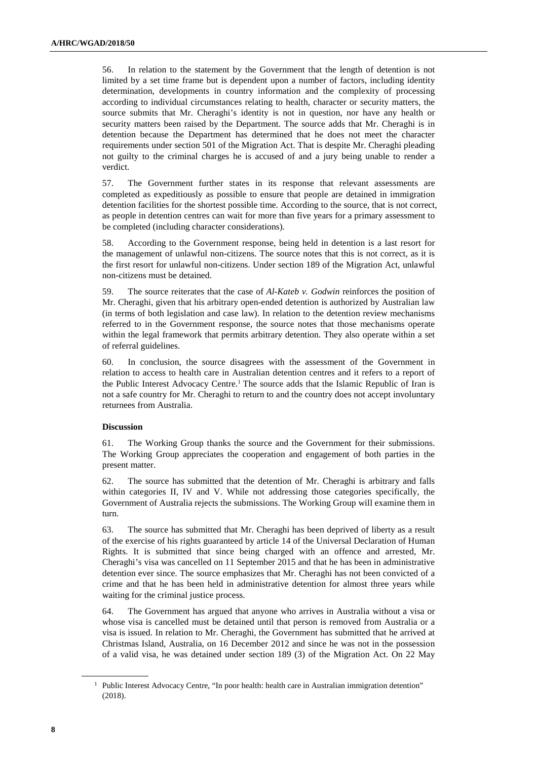56. In relation to the statement by the Government that the length of detention is not limited by a set time frame but is dependent upon a number of factors, including identity determination, developments in country information and the complexity of processing according to individual circumstances relating to health, character or security matters, the source submits that Mr. Cheraghi's identity is not in question, nor have any health or security matters been raised by the Department. The source adds that Mr. Cheraghi is in detention because the Department has determined that he does not meet the character requirements under section 501 of the Migration Act. That is despite Mr. Cheraghi pleading not guilty to the criminal charges he is accused of and a jury being unable to render a verdict.

57. The Government further states in its response that relevant assessments are completed as expeditiously as possible to ensure that people are detained in immigration detention facilities for the shortest possible time. According to the source, that is not correct, as people in detention centres can wait for more than five years for a primary assessment to be completed (including character considerations).

58. According to the Government response, being held in detention is a last resort for the management of unlawful non-citizens. The source notes that this is not correct, as it is the first resort for unlawful non-citizens. Under section 189 of the Migration Act, unlawful non-citizens must be detained.

59. The source reiterates that the case of *Al-Kateb v. Godwin* reinforces the position of Mr. Cheraghi, given that his arbitrary open-ended detention is authorized by Australian law (in terms of both legislation and case law). In relation to the detention review mechanisms referred to in the Government response, the source notes that those mechanisms operate within the legal framework that permits arbitrary detention. They also operate within a set of referral guidelines.

60. In conclusion, the source disagrees with the assessment of the Government in relation to access to health care in Australian detention centres and it refers to a report of the Public Interest Advocacy Centre.[1] The source adds that the Islamic Republic of Iran is not a safe country for Mr. Cheraghi to return to and the country does not accept involuntary returnees from Australia.

**Discussion**

61. The Working Group thanks the source and the Government for their submissions. The Working Group appreciates the cooperation and engagement of both parties in the present matter.

62. The source has submitted that the detention of Mr. Cheraghi is arbitrary and falls within categories II, IV and V. While not addressing those categories specifically, the Government of Australia rejects the submissions. The Working Group will examine them in turn.

63. The source has submitted that Mr. Cheraghi has been deprived of liberty as a result of the exercise of his rights guaranteed by article 14 of the Universal Declaration of Human Rights. It is submitted that since being charged with an offence and arrested, Mr. Cheraghi's visa was cancelled on 11 September 2015 and that he has been in administrative detention ever since. The source emphasizes that Mr. Cheraghi has not been convicted of a crime and that he has been held in administrative detention for almost three years while waiting for the criminal justice process.

64. The Government has argued that anyone who arrives in Australia without a visa or whose visa is cancelled must be detained until that person is removed from Australia or a visa is issued. In relation to Mr. Cheraghi, the Government has submitted that he arrived at Christmas Island, Australia, on 16 December 2012 and since he was not in the possession of a valid visa, he was detained under section 189 (3) of the Migration Act. On 22 May

[1] Public Interest Advocacy Centre, "In poor health: health care in Australian immigration detention" (2018).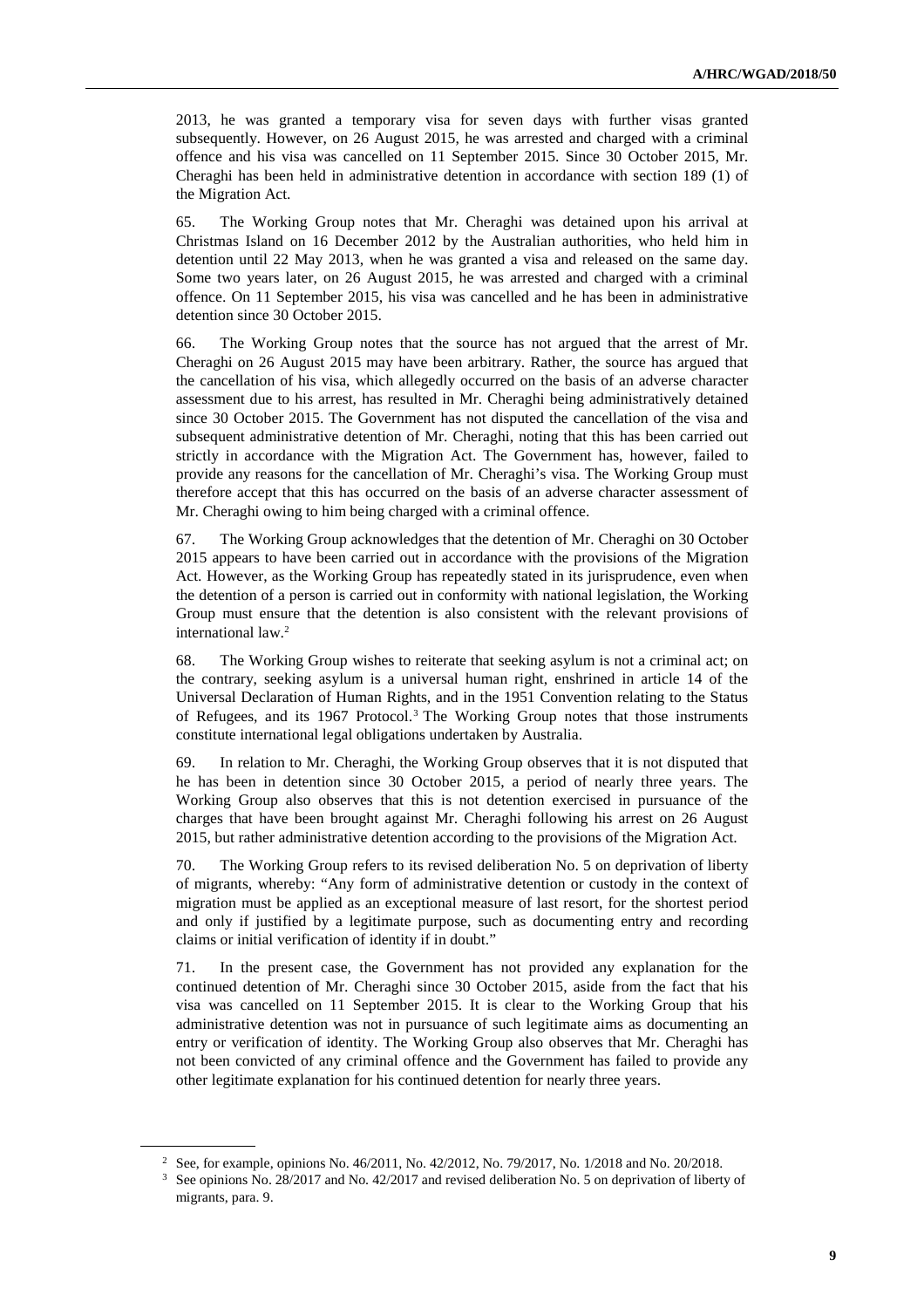2013, he was granted a temporary visa for seven days with further visas granted subsequently. However, on 26 August 2015, he was arrested and charged with a criminal offence and his visa was cancelled on 11 September 2015. Since 30 October 2015, Mr. Cheraghi has been held in administrative detention in accordance with section 189 (1) of the Migration Act.

65. The Working Group notes that Mr. Cheraghi was detained upon his arrival at Christmas Island on 16 December 2012 by the Australian authorities, who held him in detention until 22 May 2013, when he was granted a visa and released on the same day. Some two years later, on 26 August 2015, he was arrested and charged with a criminal offence. On 11 September 2015, his visa was cancelled and he has been in administrative detention since 30 October 2015.

66. The Working Group notes that the source has not argued that the arrest of Mr. Cheraghi on 26 August 2015 may have been arbitrary. Rather, the source has argued that the cancellation of his visa, which allegedly occurred on the basis of an adverse character assessment due to his arrest, has resulted in Mr. Cheraghi being administratively detained since 30 October 2015. The Government has not disputed the cancellation of the visa and subsequent administrative detention of Mr. Cheraghi, noting that this has been carried out strictly in accordance with the Migration Act. The Government has, however, failed to provide any reasons for the cancellation of Mr. Cheraghi's visa. The Working Group must therefore accept that this has occurred on the basis of an adverse character assessment of Mr. Cheraghi owing to him being charged with a criminal offence.

67. The Working Group acknowledges that the detention of Mr. Cheraghi on 30 October 2015 appears to have been carried out in accordance with the provisions of the Migration Act. However, as the Working Group has repeatedly stated in its jurisprudence, even when the detention of a person is carried out in conformity with national legislation, the Working Group must ensure that the detention is also consistent with the relevant provisions of international law.[2]

68. The Working Group wishes to reiterate that seeking asylum is not a criminal act; on the contrary, seeking asylum is a universal human right, enshrined in article 14 of the Universal Declaration of Human Rights, and in the 1951 Convention relating to the Status of Refugees, and its 1967 Protocol.[3] The Working Group notes that those instruments constitute international legal obligations undertaken by Australia.

69. In relation to Mr. Cheraghi, the Working Group observes that it is not disputed that he has been in detention since 30 October 2015, a period of nearly three years. The Working Group also observes that this is not detention exercised in pursuance of the charges that have been brought against Mr. Cheraghi following his arrest on 26 August 2015, but rather administrative detention according to the provisions of the Migration Act.

70. The Working Group refers to its revised deliberation No. 5 on deprivation of liberty of migrants, whereby: "Any form of administrative detention or custody in the context of migration must be applied as an exceptional measure of last resort, for the shortest period and only if justified by a legitimate purpose, such as documenting entry and recording claims or initial verification of identity if in doubt."

71. In the present case, the Government has not provided any explanation for the continued detention of Mr. Cheraghi since 30 October 2015, aside from the fact that his visa was cancelled on 11 September 2015. It is clear to the Working Group that his administrative detention was not in pursuance of such legitimate aims as documenting an entry or verification of identity. The Working Group also observes that Mr. Cheraghi has not been convicted of any criminal offence and the Government has failed to provide any other legitimate explanation for his continued detention for nearly three years.

---

[2] See, for example, opinions No. 46/2011, No. 42/2012, No. 79/2017, No. 1/2018 and No. 20/2018.

[3] See opinions No. 28/2017 and No. 42/2017 and revised deliberation No. 5 on deprivation of liberty of migrants, para. 9.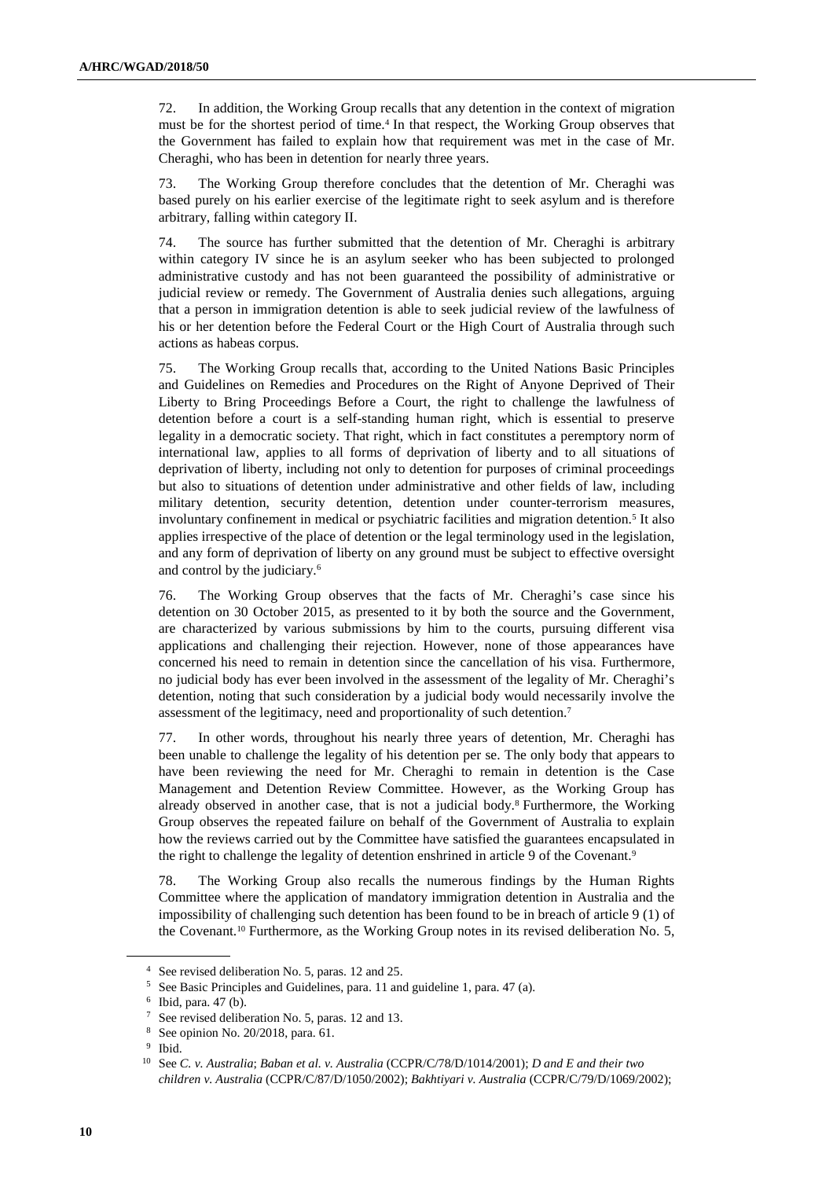72. In addition, the Working Group recalls that any detention in the context of migration must be for the shortest period of time.[4] In that respect, the Working Group observes that the Government has failed to explain how that requirement was met in the case of Mr. Cheraghi, who has been in detention for nearly three years.

73. The Working Group therefore concludes that the detention of Mr. Cheraghi was based purely on his earlier exercise of the legitimate right to seek asylum and is therefore arbitrary, falling within category II.

74. The source has further submitted that the detention of Mr. Cheraghi is arbitrary within category IV since he is an asylum seeker who has been subjected to prolonged administrative custody and has not been guaranteed the possibility of administrative or judicial review or remedy. The Government of Australia denies such allegations, arguing that a person in immigration detention is able to seek judicial review of the lawfulness of his or her detention before the Federal Court or the High Court of Australia through such actions as habeas corpus.

75. The Working Group recalls that, according to the United Nations Basic Principles and Guidelines on Remedies and Procedures on the Right of Anyone Deprived of Their Liberty to Bring Proceedings Before a Court, the right to challenge the lawfulness of detention before a court is a self-standing human right, which is essential to preserve legality in a democratic society. That right, which in fact constitutes a peremptory norm of international law, applies to all forms of deprivation of liberty and to all situations of deprivation of liberty, including not only to detention for purposes of criminal proceedings but also to situations of detention under administrative and other fields of law, including military detention, security detention, detention under counter-terrorism measures, involuntary confinement in medical or psychiatric facilities and migration detention.[5] It also applies irrespective of the place of detention or the legal terminology used in the legislation, and any form of deprivation of liberty on any ground must be subject to effective oversight and control by the judiciary.[6]

76. The Working Group observes that the facts of Mr. Cheraghi's case since his detention on 30 October 2015, as presented to it by both the source and the Government, are characterized by various submissions by him to the courts, pursuing different visa applications and challenging their rejection. However, none of those appearances have concerned his need to remain in detention since the cancellation of his visa. Furthermore, no judicial body has ever been involved in the assessment of the legality of Mr. Cheraghi's detention, noting that such consideration by a judicial body would necessarily involve the assessment of the legitimacy, need and proportionality of such detention.[7]

77. In other words, throughout his nearly three years of detention, Mr. Cheraghi has been unable to challenge the legality of his detention per se. The only body that appears to have been reviewing the need for Mr. Cheraghi to remain in detention is the Case Management and Detention Review Committee. However, as the Working Group has already observed in another case, that is not a judicial body.[8] Furthermore, the Working Group observes the repeated failure on behalf of the Government of Australia to explain how the reviews carried out by the Committee have satisfied the guarantees encapsulated in the right to challenge the legality of detention enshrined in article 9 of the Covenant.[9]

78. The Working Group also recalls the numerous findings by the Human Rights Committee where the application of mandatory immigration detention in Australia and the impossibility of challenging such detention has been found to be in breach of article 9 (1) of the Covenant.[10] Furthermore, as the Working Group notes in its revised deliberation No. 5,

---

[4] See revised deliberation No. 5, paras. 12 and 25.

[5] See Basic Principles and Guidelines, para. 11 and guideline 1, para. 47 (a).

[6] Ibid, para. 47 (b).

[7] See revised deliberation No. 5, paras. 12 and 13.

[8] See opinion No. 20/2018, para. 61.

[9] Ibid.

[10] See *C. v. Australia*; *Baban et al. v. Australia* (CCPR/C/78/D/1014/2001); *D and E and their two children v. Australia* (CCPR/C/87/D/1050/2002); *Bakhtiyari v. Australia* (CCPR/C/79/D/1069/2002);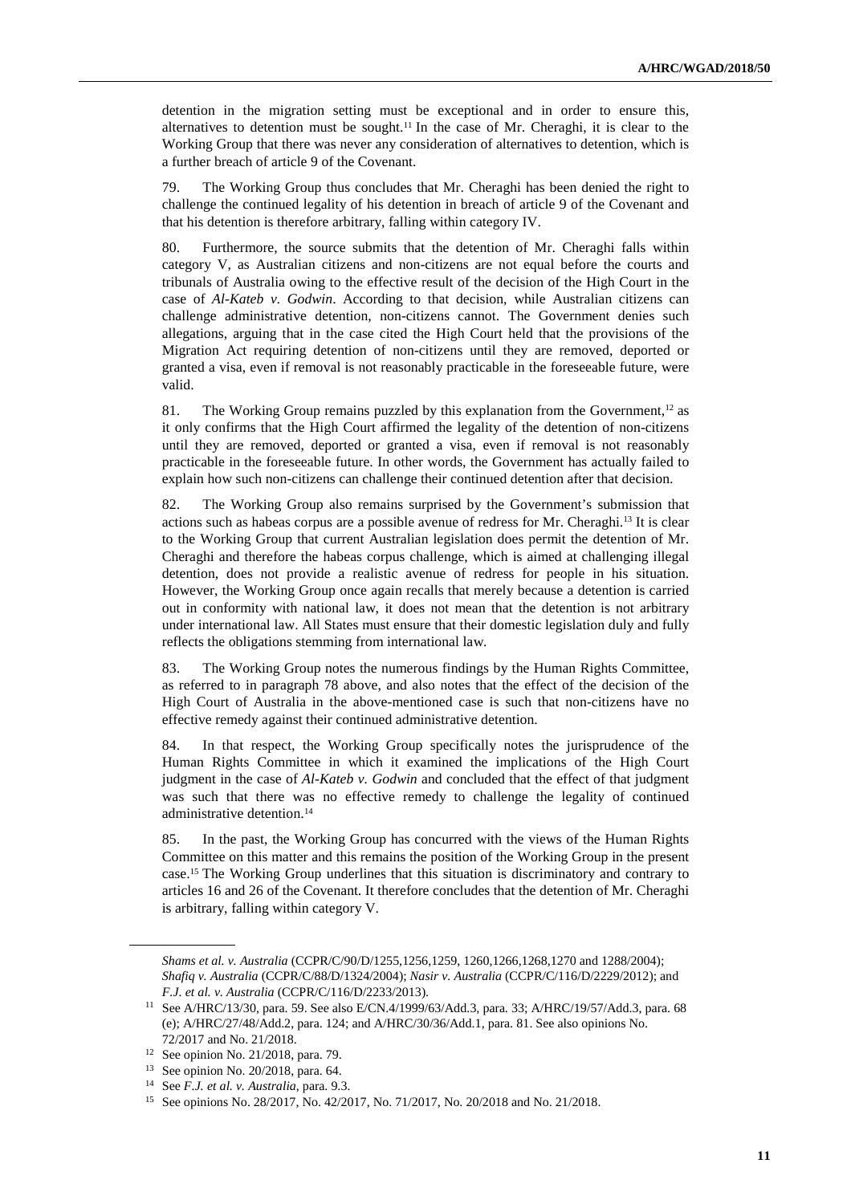detention in the migration setting must be exceptional and in order to ensure this, alternatives to detention must be sought.[11] In the case of Mr. Cheraghi, it is clear to the Working Group that there was never any consideration of alternatives to detention, which is a further breach of article 9 of the Covenant.

79. The Working Group thus concludes that Mr. Cheraghi has been denied the right to challenge the continued legality of his detention in breach of article 9 of the Covenant and that his detention is therefore arbitrary, falling within category IV.

80. Furthermore, the source submits that the detention of Mr. Cheraghi falls within category V, as Australian citizens and non-citizens are not equal before the courts and tribunals of Australia owing to the effective result of the decision of the High Court in the case of *Al-Kateb v. Godwin*. According to that decision, while Australian citizens can challenge administrative detention, non-citizens cannot. The Government denies such allegations, arguing that in the case cited the High Court held that the provisions of the Migration Act requiring detention of non-citizens until they are removed, deported or granted a visa, even if removal is not reasonably practicable in the foreseeable future, were valid.

81. The Working Group remains puzzled by this explanation from the Government,[12] as it only confirms that the High Court affirmed the legality of the detention of non-citizens until they are removed, deported or granted a visa, even if removal is not reasonably practicable in the foreseeable future. In other words, the Government has actually failed to explain how such non-citizens can challenge their continued detention after that decision.

82. The Working Group also remains surprised by the Government's submission that actions such as habeas corpus are a possible avenue of redress for Mr. Cheraghi.[13] It is clear to the Working Group that current Australian legislation does permit the detention of Mr. Cheraghi and therefore the habeas corpus challenge, which is aimed at challenging illegal detention, does not provide a realistic avenue of redress for people in his situation. However, the Working Group once again recalls that merely because a detention is carried out in conformity with national law, it does not mean that the detention is not arbitrary under international law. All States must ensure that their domestic legislation duly and fully reflects the obligations stemming from international law.

83. The Working Group notes the numerous findings by the Human Rights Committee, as referred to in paragraph 78 above, and also notes that the effect of the decision of the High Court of Australia in the above-mentioned case is such that non-citizens have no effective remedy against their continued administrative detention.

84. In that respect, the Working Group specifically notes the jurisprudence of the Human Rights Committee in which it examined the implications of the High Court judgment in the case of *Al-Kateb v. Godwin* and concluded that the effect of that judgment was such that there was no effective remedy to challenge the legality of continued administrative detention.[14]

85. In the past, the Working Group has concurred with the views of the Human Rights Committee on this matter and this remains the position of the Working Group in the present case.[15] The Working Group underlines that this situation is discriminatory and contrary to articles 16 and 26 of the Covenant. It therefore concludes that the detention of Mr. Cheraghi is arbitrary, falling within category V.

---

*Shams et al. v. Australia* (CCPR/C/90/D/1255,1256,1259, 1260,1266,1268,1270 and 1288/2004); *Shafiq v. Australia* (CCPR/C/88/D/1324/2004); *Nasir v. Australia* (CCPR/C/116/D/2229/2012); and *F.J. et al. v. Australia* (CCPR/C/116/D/2233/2013).

[11] See A/HRC/13/30, para. 59. See also E/CN.4/1999/63/Add.3, para. 33; A/HRC/19/57/Add.3, para. 68 (e); A/HRC/27/48/Add.2, para. 124; and A/HRC/30/36/Add.1, para. 81. See also opinions No. 72/2017 and No. 21/2018.

[12] See opinion No. 21/2018, para. 79.

[13] See opinion No. 20/2018, para. 64.

[14] See *F.J. et al. v. Australia*, para. 9.3.

[15] See opinions No. 28/2017, No. 42/2017, No. 71/2017, No. 20/2018 and No. 21/2018.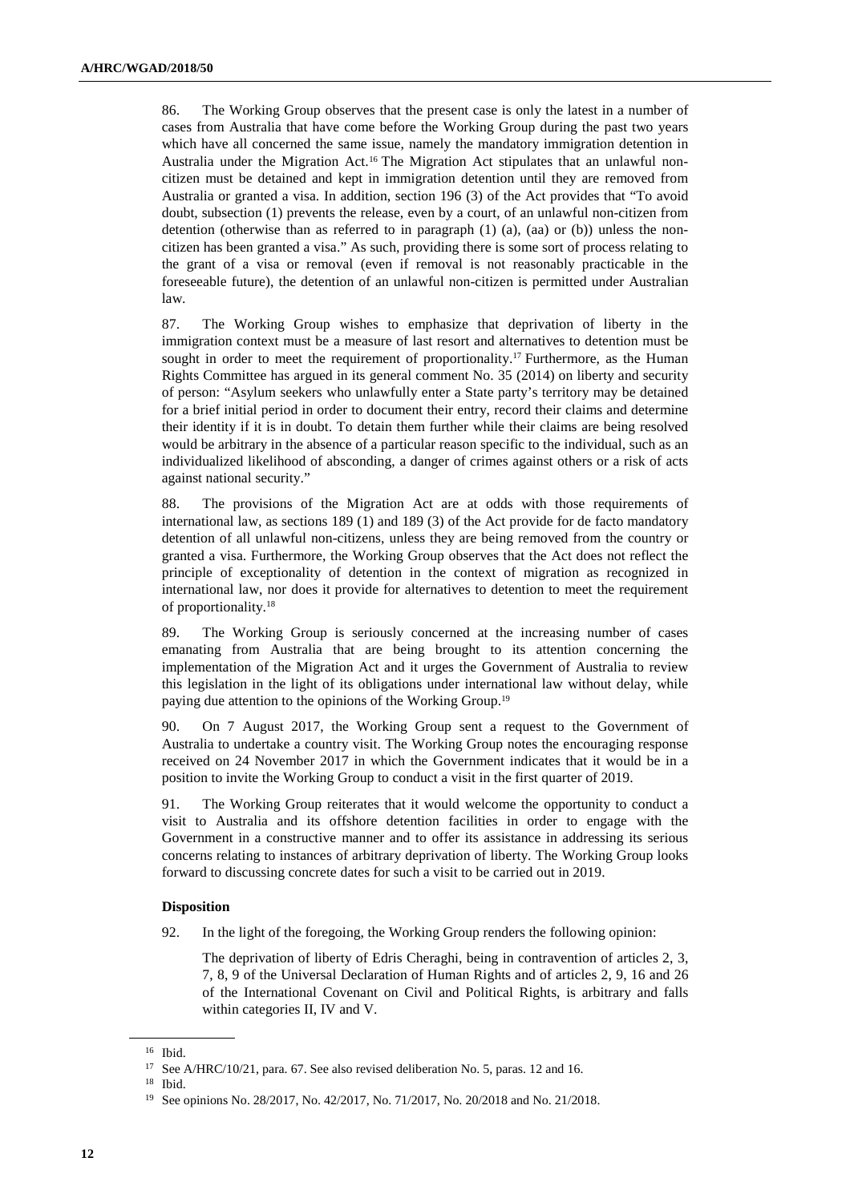86. The Working Group observes that the present case is only the latest in a number of cases from Australia that have come before the Working Group during the past two years which have all concerned the same issue, namely the mandatory immigration detention in Australia under the Migration Act.[16] The Migration Act stipulates that an unlawful non-citizen must be detained and kept in immigration detention until they are removed from Australia or granted a visa. In addition, section 196 (3) of the Act provides that "To avoid doubt, subsection (1) prevents the release, even by a court, of an unlawful non-citizen from detention (otherwise than as referred to in paragraph (1) (a), (aa) or (b)) unless the non-citizen has been granted a visa." As such, providing there is some sort of process relating to the grant of a visa or removal (even if removal is not reasonably practicable in the foreseeable future), the detention of an unlawful non-citizen is permitted under Australian law.

87. The Working Group wishes to emphasize that deprivation of liberty in the immigration context must be a measure of last resort and alternatives to detention must be sought in order to meet the requirement of proportionality.[17] Furthermore, as the Human Rights Committee has argued in its general comment No. 35 (2014) on liberty and security of person: "Asylum seekers who unlawfully enter a State party's territory may be detained for a brief initial period in order to document their entry, record their claims and determine their identity if it is in doubt. To detain them further while their claims are being resolved would be arbitrary in the absence of a particular reason specific to the individual, such as an individualized likelihood of absconding, a danger of crimes against others or a risk of acts against national security."

88. The provisions of the Migration Act are at odds with those requirements of international law, as sections 189 (1) and 189 (3) of the Act provide for de facto mandatory detention of all unlawful non-citizens, unless they are being removed from the country or granted a visa. Furthermore, the Working Group observes that the Act does not reflect the principle of exceptionality of detention in the context of migration as recognized in international law, nor does it provide for alternatives to detention to meet the requirement of proportionality.[18]

89. The Working Group is seriously concerned at the increasing number of cases emanating from Australia that are being brought to its attention concerning the implementation of the Migration Act and it urges the Government of Australia to review this legislation in the light of its obligations under international law without delay, while paying due attention to the opinions of the Working Group.[19]

90. On 7 August 2017, the Working Group sent a request to the Government of Australia to undertake a country visit. The Working Group notes the encouraging response received on 24 November 2017 in which the Government indicates that it would be in a position to invite the Working Group to conduct a visit in the first quarter of 2019.

91. The Working Group reiterates that it would welcome the opportunity to conduct a visit to Australia and its offshore detention facilities in order to engage with the Government in a constructive manner and to offer its assistance in addressing its serious concerns relating to instances of arbitrary deprivation of liberty. The Working Group looks forward to discussing concrete dates for such a visit to be carried out in 2019.

**Disposition**

92. In the light of the foregoing, the Working Group renders the following opinion:

The deprivation of liberty of Edris Cheraghi, being in contravention of articles 2, 3, 7, 8, 9 of the Universal Declaration of Human Rights and of articles 2, 9, 16 and 26 of the International Covenant on Civil and Political Rights, is arbitrary and falls within categories II, IV and V.

---

[16] Ibid.

[17] See A/HRC/10/21, para. 67. See also revised deliberation No. 5, paras. 12 and 16.

[18] Ibid.

[19] See opinions No. 28/2017, No. 42/2017, No. 71/2017, No. 20/2018 and No. 21/2018.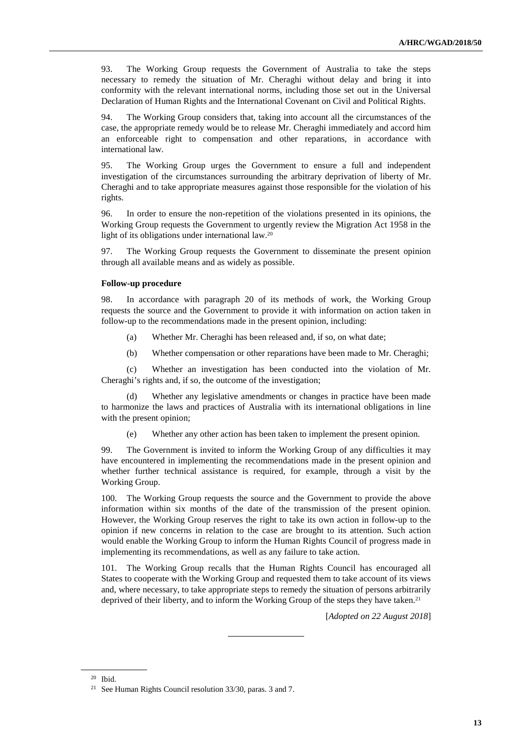93. The Working Group requests the Government of Australia to take the steps necessary to remedy the situation of Mr. Cheraghi without delay and bring it into conformity with the relevant international norms, including those set out in the Universal Declaration of Human Rights and the International Covenant on Civil and Political Rights.

94. The Working Group considers that, taking into account all the circumstances of the case, the appropriate remedy would be to release Mr. Cheraghi immediately and accord him an enforceable right to compensation and other reparations, in accordance with international law.

95. The Working Group urges the Government to ensure a full and independent investigation of the circumstances surrounding the arbitrary deprivation of liberty of Mr. Cheraghi and to take appropriate measures against those responsible for the violation of his rights.

96. In order to ensure the non-repetition of the violations presented in its opinions, the Working Group requests the Government to urgently review the Migration Act 1958 in the light of its obligations under international law.[20]

97. The Working Group requests the Government to disseminate the present opinion through all available means and as widely as possible.

**Follow-up procedure**

98. In accordance with paragraph 20 of its methods of work, the Working Group requests the source and the Government to provide it with information on action taken in follow-up to the recommendations made in the present opinion, including:

(a) Whether Mr. Cheraghi has been released and, if so, on what date;

(b) Whether compensation or other reparations have been made to Mr. Cheraghi;

(c) Whether an investigation has been conducted into the violation of Mr. Cheraghi's rights and, if so, the outcome of the investigation;

(d) Whether any legislative amendments or changes in practice have been made to harmonize the laws and practices of Australia with its international obligations in line with the present opinion;

(e) Whether any other action has been taken to implement the present opinion.

99. The Government is invited to inform the Working Group of any difficulties it may have encountered in implementing the recommendations made in the present opinion and whether further technical assistance is required, for example, through a visit by the Working Group.

100. The Working Group requests the source and the Government to provide the above information within six months of the date of the transmission of the present opinion. However, the Working Group reserves the right to take its own action in follow-up to the opinion if new concerns in relation to the case are brought to its attention. Such action would enable the Working Group to inform the Human Rights Council of progress made in implementing its recommendations, as well as any failure to take action.

101. The Working Group recalls that the Human Rights Council has encouraged all States to cooperate with the Working Group and requested them to take account of its views and, where necessary, to take appropriate steps to remedy the situation of persons arbitrarily deprived of their liberty, and to inform the Working Group of the steps they have taken.[21]

[*Adopted on 22 August 2018*]

---

[20] Ibid.

[21] See Human Rights Council resolution 33/30, paras. 3 and 7.